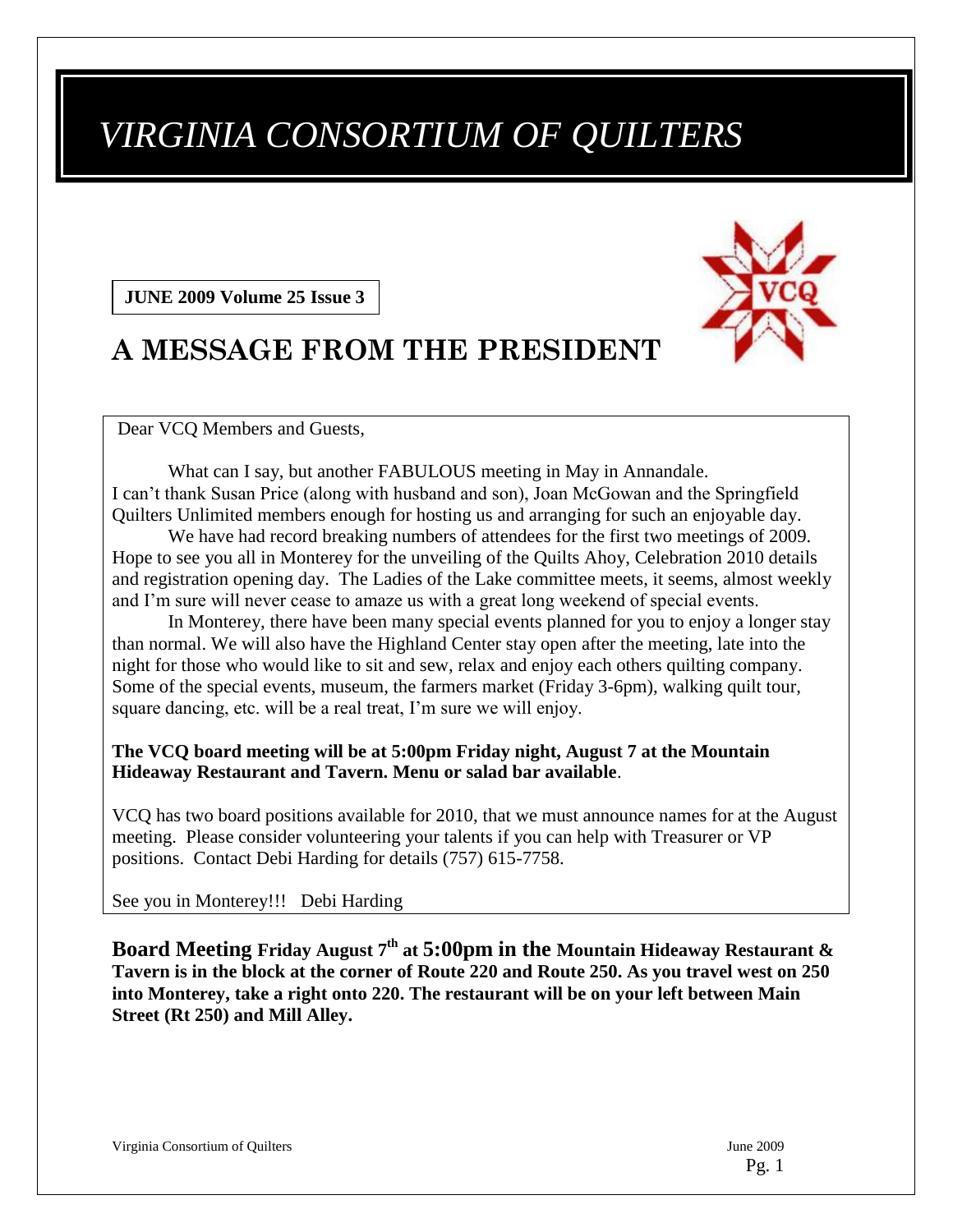# *VIRGINIA CONSORTIUM OF QUILTERS*

**JUNE 2009 Volume 25 Issue 3**

## A MESSAGE FROM THE PRESIDENT

Dear VCQ Members and Guests,

What can I say, but another FABULOUS meeting in May in Annandale. I can't thank Susan Price (along with husband and son), Joan McGowan and the Springfield Quilters Unlimited members enough for hosting us and arranging for such an enjoyable day.

We have had record breaking numbers of attendees for the first two meetings of 2009. Hope to see you all in Monterey for the unveiling of the Quilts Ahoy, Celebration 2010 details and registration opening day. The Ladies of the Lake committee meets, it seems, almost weekly and I'm sure will never cease to amaze us with a great long weekend of special events.

In Monterey, there have been many special events planned for you to enjoy a longer stay than normal. We will also have the Highland Center stay open after the meeting, late into the night for those who would like to sit and sew, relax and enjoy each others quilting company. Some of the special events, museum, the farmers market (Friday 3-6pm), walking quilt tour, square dancing, etc. will be a real treat, I'm sure we will enjoy.

**The VCQ board meeting will be at 5:00pm Friday night, August 7 at the Mountain Hideaway Restaurant and Tavern. Menu or salad bar available**.

VCQ has two board positions available for 2010, that we must announce names for at the August meeting. Please consider volunteering your talents if you can help with Treasurer or VP positions. Contact Debi Harding for details (757) 615-7758.

See you in Monterey!!! Debi Harding

**Board Meeting Friday August 7th at 5:00pm in the Mountain Hideaway Restaurant & Tavern is in the block at the corner of Route 220 and Route 250. As you travel west on 250 into Monterey, take a right onto 220. The restaurant will be on your left between Main Street (Rt 250) and Mill Alley.**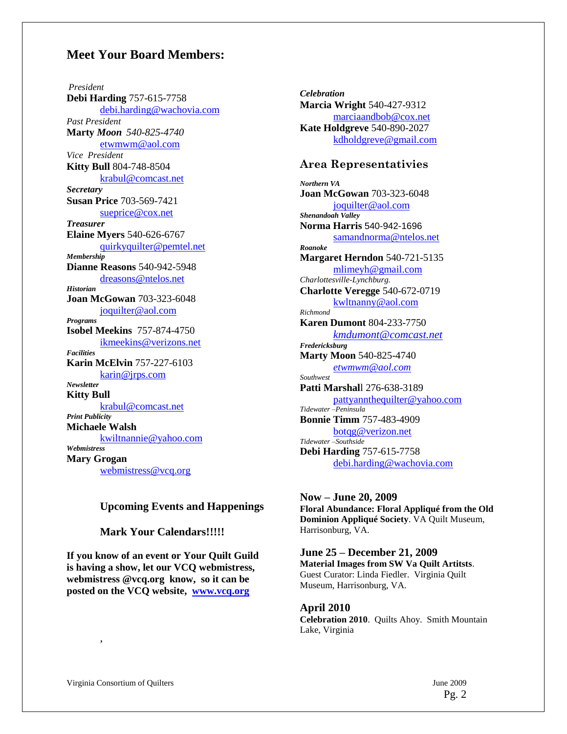## Meet Your Board Members:

*President*
**Debi Harding** 757-615-7758
debi.harding@wachovia.com

*Past President*
**Marty** ***Moon*** *540-825-4740*
etwmwm@aol.com

*Vice President*
**Kitty Bull** 804-748-8504
krabul@comcast.net

***Secretary***
**Susan Price** 703-569-7421
sueprice@cox.net

***Treasurer***
**Elaine Myers** 540-626-6767
quirkyquilter@pemtel.net

***Membership***
**Dianne Reasons** 540-942-5948
dreasons@ntelos.net

***Historian***
**Joan McGowan** 703-323-6048
joquilter@aol.com

***Programs***
**Isobel Meekins** 757-874-4750
ikmeekins@verizons.net

***Facilities***
**Karin McElvin** 757-227-6103
karin@jrps.com

***Newsletter***
**Kitty Bull**
krabul@comcast.net

***Print Publicity***
**Michaele Walsh**
kwiltnannie@yahoo.com

***Webmistress***
**Mary Grogan**
webmistress@vcq.org

***Celebration***
**Marcia Wright** 540-427-9312
marciaandbob@cox.net
**Kate Holdgreve** 540-890-2027
kdholdgreve@gmail.com

### Area Representativies

***Northern VA***
**Joan McGowan** 703-323-6048
joquilter@aol.com

***Shenandoah Valley***
**Norma Harris** 540-942-1696
samandnorma@ntelos.net

***Roanoke***
**Margaret Herndon** 540-721-5135
mlimeyh@gmail.com

*Charlottesville-Lynchburg.*
**Charlotte Veregge** 540-672-0719
kwltnanny@aol.com

*Richmond*
**Karen Dumont** 804-233-7750
*kmdumont@comcast.net*

***Fredericksburg***
**Marty Moon** 540-825-4740
*etwmwm@aol.com*

*Southwest*
**Patti Marshal**l 276-638-3189
pattyannthequilter@yahoo.com

*Tidewater –Peninsula*
**Bonnie Timm** 757-483-4909
botqg@verizon.net

*Tidewater –Southside*
**Debi Harding** 757-615-7758
debi.harding@wachovia.com

### Upcoming Events and Happenings

### Mark Your Calendars!!!!!

**If you know of an event or Your Quilt Guild is having a show, let our VCQ webmistress, webmistress @vcq.org know, so it can be posted on the VCQ website, www.vcq.org**

**Now – June 20, 2009**
**Floral Abundance: Floral Appliqué from the Old Dominion Appliqué Society**. VA Quilt Museum, Harrisonburg, VA.

**June 25 – December 21, 2009**
**Material Images from SW Va Quilt Artitsts**. Guest Curator: Linda Fiedler. Virginia Quilt Museum, Harrisonburg, VA.

**April 2010**
**Celebration 2010**. Quilts Ahoy. Smith Mountain Lake, Virginia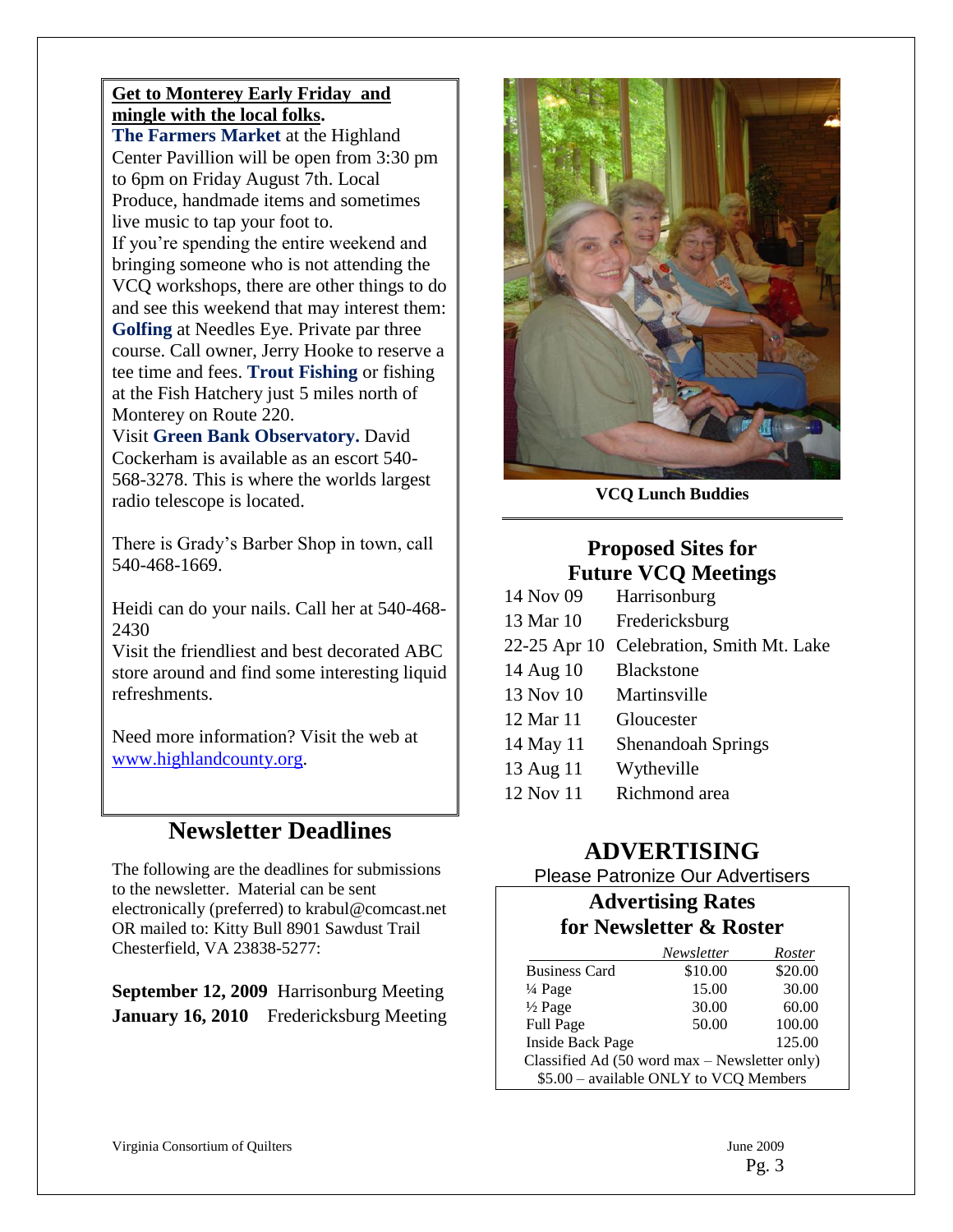**Get to Monterey Early Friday and mingle with the local folks.**

**The Farmers Market** at the Highland Center Pavillion will be open from 3:30 pm to 6pm on Friday August 7th. Local Produce, handmade items and sometimes live music to tap your foot to.

If you're spending the entire weekend and bringing someone who is not attending the VCQ workshops, there are other things to do and see this weekend that may interest them: **Golfing** at Needles Eye. Private par three course. Call owner, Jerry Hooke to reserve a tee time and fees. **Trout Fishing** or fishing at the Fish Hatchery just 5 miles north of Monterey on Route 220.

Visit **Green Bank Observatory.** David Cockerham is available as an escort 540-568-3278. This is where the worlds largest radio telescope is located.

There is Grady's Barber Shop in town, call 540-468-1669.

Heidi can do your nails. Call her at 540-468-2430

Visit the friendliest and best decorated ABC store around and find some interesting liquid refreshments.

Need more information? Visit the web at www.highlandcounty.org.

## Newsletter Deadlines

The following are the deadlines for submissions to the newsletter. Material can be sent electronically (preferred) to krabul@comcast.net OR mailed to: Kitty Bull 8901 Sawdust Trail Chesterfield, VA 23838-5277:

**September 12, 2009** Harrisonburg Meeting
**January 16, 2010** Fredericksburg Meeting

**VCQ Lunch Buddies**

## Proposed Sites for Future VCQ Meetings

| | |
|---|---|
| 14 Nov 09 | Harrisonburg |
| 13 Mar 10 | Fredericksburg |
| 22-25 Apr 10 | Celebration, Smith Mt. Lake |
| 14 Aug 10 | Blackstone |
| 13 Nov 10 | Martinsville |
| 12 Mar 11 | Gloucester |
| 14 May 11 | Shenandoah Springs |
| 13 Aug 11 | Wytheville |
| 12 Nov 11 | Richmond area |

## ADVERTISING

Please Patronize Our Advertisers

### Advertising Rates for Newsletter & Roster

| | *Newsletter* | *Roster* |
|---|---|---|
| Business Card | $10.00 | $20.00 |
| ¼ Page | 15.00 | 30.00 |
| ½ Page | 30.00 | 60.00 |
| Full Page | 50.00 | 100.00 |
| Inside Back Page | | 125.00 |

Classified Ad (50 word max – Newsletter only)
$5.00 – available ONLY to VCQ Members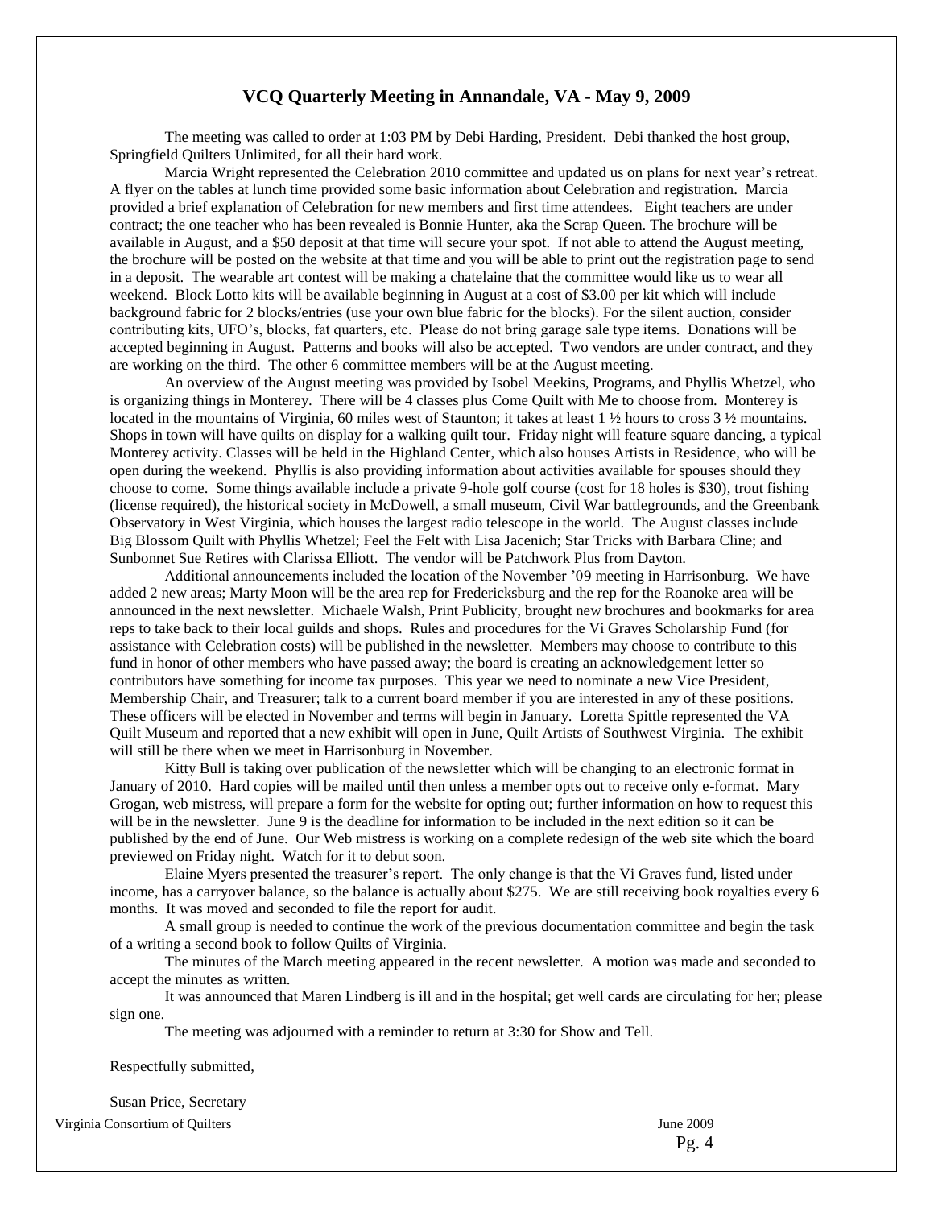## VCQ Quarterly Meeting in Annandale, VA - May 9, 2009

The meeting was called to order at 1:03 PM by Debi Harding, President. Debi thanked the host group, Springfield Quilters Unlimited, for all their hard work.

Marcia Wright represented the Celebration 2010 committee and updated us on plans for next year's retreat. A flyer on the tables at lunch time provided some basic information about Celebration and registration. Marcia provided a brief explanation of Celebration for new members and first time attendees. Eight teachers are under contract; the one teacher who has been revealed is Bonnie Hunter, aka the Scrap Queen. The brochure will be available in August, and a $50 deposit at that time will secure your spot. If not able to attend the August meeting, the brochure will be posted on the website at that time and you will be able to print out the registration page to send in a deposit. The wearable art contest will be making a chatelaine that the committee would like us to wear all weekend. Block Lotto kits will be available beginning in August at a cost of $3.00 per kit which will include background fabric for 2 blocks/entries (use your own blue fabric for the blocks). For the silent auction, consider contributing kits, UFO's, blocks, fat quarters, etc. Please do not bring garage sale type items. Donations will be accepted beginning in August. Patterns and books will also be accepted. Two vendors are under contract, and they are working on the third. The other 6 committee members will be at the August meeting.

An overview of the August meeting was provided by Isobel Meekins, Programs, and Phyllis Whetzel, who is organizing things in Monterey. There will be 4 classes plus Come Quilt with Me to choose from. Monterey is located in the mountains of Virginia, 60 miles west of Staunton; it takes at least 1 ½ hours to cross 3 ½ mountains. Shops in town will have quilts on display for a walking quilt tour. Friday night will feature square dancing, a typical Monterey activity. Classes will be held in the Highland Center, which also houses Artists in Residence, who will be open during the weekend. Phyllis is also providing information about activities available for spouses should they choose to come. Some things available include a private 9-hole golf course (cost for 18 holes is $30), trout fishing (license required), the historical society in McDowell, a small museum, Civil War battlegrounds, and the Greenbank Observatory in West Virginia, which houses the largest radio telescope in the world. The August classes include Big Blossom Quilt with Phyllis Whetzel; Feel the Felt with Lisa Jacenich; Star Tricks with Barbara Cline; and Sunbonnet Sue Retires with Clarissa Elliott. The vendor will be Patchwork Plus from Dayton.

Additional announcements included the location of the November '09 meeting in Harrisonburg. We have added 2 new areas; Marty Moon will be the area rep for Fredericksburg and the rep for the Roanoke area will be announced in the next newsletter. Michaele Walsh, Print Publicity, brought new brochures and bookmarks for area reps to take back to their local guilds and shops. Rules and procedures for the Vi Graves Scholarship Fund (for assistance with Celebration costs) will be published in the newsletter. Members may choose to contribute to this fund in honor of other members who have passed away; the board is creating an acknowledgement letter so contributors have something for income tax purposes. This year we need to nominate a new Vice President, Membership Chair, and Treasurer; talk to a current board member if you are interested in any of these positions. These officers will be elected in November and terms will begin in January. Loretta Spittle represented the VA Quilt Museum and reported that a new exhibit will open in June, Quilt Artists of Southwest Virginia. The exhibit will still be there when we meet in Harrisonburg in November.

Kitty Bull is taking over publication of the newsletter which will be changing to an electronic format in January of 2010. Hard copies will be mailed until then unless a member opts out to receive only e-format. Mary Grogan, web mistress, will prepare a form for the website for opting out; further information on how to request this will be in the newsletter. June 9 is the deadline for information to be included in the next edition so it can be published by the end of June. Our Web mistress is working on a complete redesign of the web site which the board previewed on Friday night. Watch for it to debut soon.

Elaine Myers presented the treasurer's report. The only change is that the Vi Graves fund, listed under income, has a carryover balance, so the balance is actually about $275. We are still receiving book royalties every 6 months. It was moved and seconded to file the report for audit.

A small group is needed to continue the work of the previous documentation committee and begin the task of a writing a second book to follow Quilts of Virginia.

The minutes of the March meeting appeared in the recent newsletter. A motion was made and seconded to accept the minutes as written.

It was announced that Maren Lindberg is ill and in the hospital; get well cards are circulating for her; please sign one.

The meeting was adjourned with a reminder to return at 3:30 for Show and Tell.

Respectfully submitted,

Susan Price, Secretary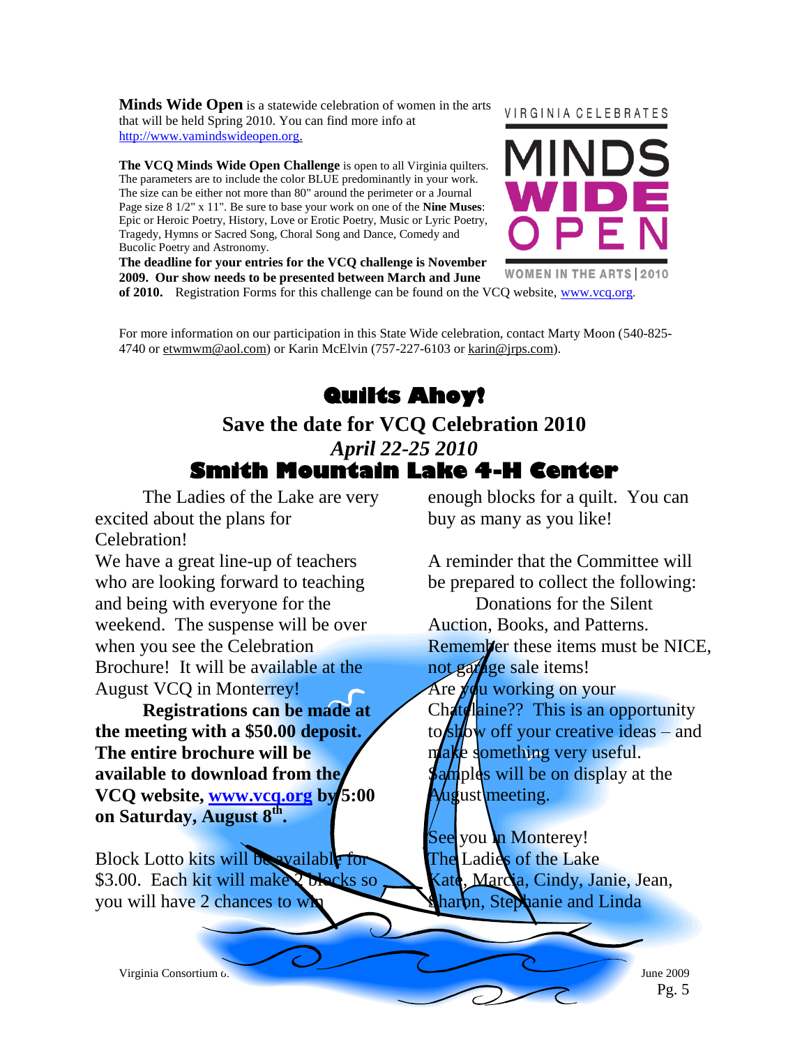**Minds Wide Open** is a statewide celebration of women in the arts that will be held Spring 2010. You can find more info at http://www.vamindswideopen.org.

**The VCQ Minds Wide Open Challenge** is open to all Virginia quilters. The parameters are to include the color BLUE predominantly in your work. The size can be either not more than 80" around the perimeter or a Journal Page size 8 1/2" x 11". Be sure to base your work on one of the **Nine Muses**: Epic or Heroic Poetry, History, Love or Erotic Poetry, Music or Lyric Poetry, Tragedy, Hymns or Sacred Song, Choral Song and Dance, Comedy and Bucolic Poetry and Astronomy.

**The deadline for your entries for the VCQ challenge is November 2009. Our show needs to be presented between March and June of 2010.** Registration Forms for this challenge can be found on the VCQ website, www.vcq.org.

VIRGINIA CELEBRATES MINDS WIDE OPEN WOMEN IN THE ARTS | 2010

For more information on our participation in this State Wide celebration, contact Marty Moon (540-825-4740 or etwmwm@aol.com) or Karin McElvin (757-227-6103 or karin@jrps.com).

# Quilts Ahoy!

## Save the date for VCQ Celebration 2010

## *April 22-25 2010*

## Smith Mountain Lake 4-H Center

The Ladies of the Lake are very excited about the plans for Celebration!

We have a great line-up of teachers who are looking forward to teaching and being with everyone for the weekend. The suspense will be over when you see the Celebration Brochure! It will be available at the August VCQ in Monterrey!

**Registrations can be made at the meeting with a $50.00 deposit. The entire brochure will be available to download from the VCQ website, www.vcq.org by 5:00 on Saturday, August 8th.**

Block Lotto kits will be available for $3.00. Each kit will make 2 blocks so you will have 2 chances to win enough blocks for a quilt. You can buy as many as you like!

A reminder that the Committee will be prepared to collect the following:

Donations for the Silent Auction, Books, and Patterns. Remember these items must be NICE, not garage sale items!

Are you working on your Chatelaine?? This is an opportunity to show off your creative ideas – and make something very useful. Samples will be on display at the August meeting.

See you in Monterey!

The Ladies of the Lake

Kate, Marcia, Cindy, Janie, Jean, Sharon, Stephanie and Linda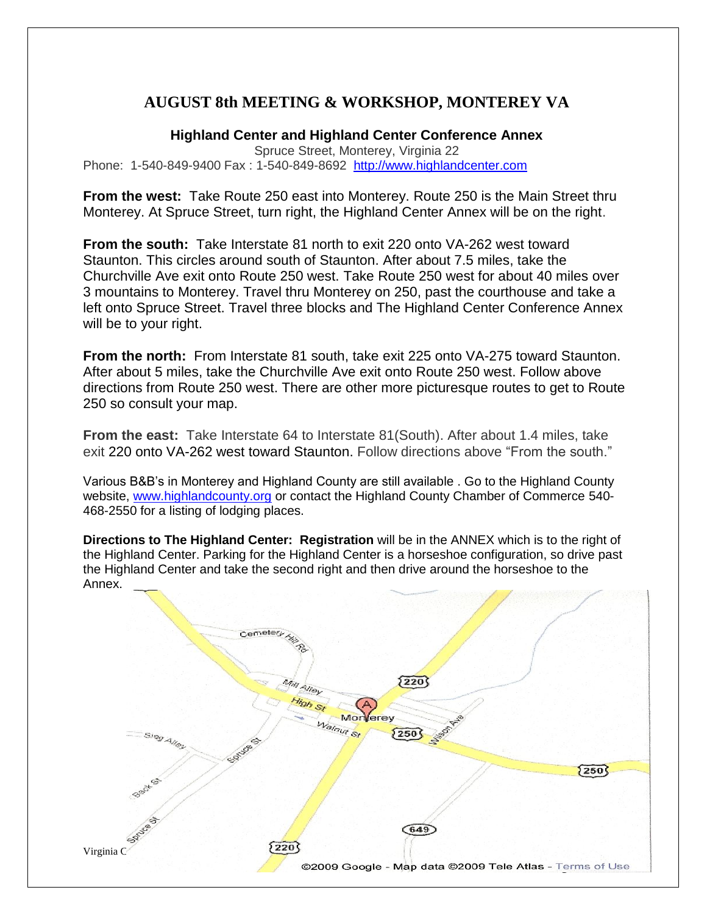# AUGUST 8th MEETING & WORKSHOP, MONTEREY VA

**Highland Center and Highland Center Conference Annex**

Spruce Street, Monterey, Virginia 22

Phone: 1-540-849-9400 Fax : 1-540-849-8692 http://www.highlandcenter.com

**From the west:** Take Route 250 east into Monterey. Route 250 is the Main Street thru Monterey. At Spruce Street, turn right, the Highland Center Annex will be on the right.

**From the south:** Take Interstate 81 north to exit 220 onto VA-262 west toward Staunton. This circles around south of Staunton. After about 7.5 miles, take the Churchville Ave exit onto Route 250 west. Take Route 250 west for about 40 miles over 3 mountains to Monterey. Travel thru Monterey on 250, past the courthouse and take a left onto Spruce Street. Travel three blocks and The Highland Center Conference Annex will be to your right.

**From the north:** From Interstate 81 south, take exit 225 onto VA-275 toward Staunton. After about 5 miles, take the Churchville Ave exit onto Route 250 west. Follow above directions from Route 250 west. There are other more picturesque routes to get to Route 250 so consult your map.

**From the east:** Take Interstate 64 to Interstate 81(South). After about 1.4 miles, take exit 220 onto VA-262 west toward Staunton. Follow directions above "From the south."

Various B&B's in Monterey and Highland County are still available . Go to the Highland County website, www.highlandcounty.org or contact the Highland County Chamber of Commerce 540-468-2550 for a listing of lodging places.

**Directions to The Highland Center: Registration** will be in the ANNEX which is to the right of the Highland Center. Parking for the Highland Center is a horseshoe configuration, so drive past the Highland Center and take the second right and then drive around the horseshoe to the Annex.

Cemetery Hill Rd
Mill Alley
High St
220
Monterey
Walnut St
250
Wilson Ave
Sieg Alley
Spruce St
Back St
Spruce St
250
649
220

©2009 Google - Map data ©2009 Tele Atlas - Terms of Use

Virginia C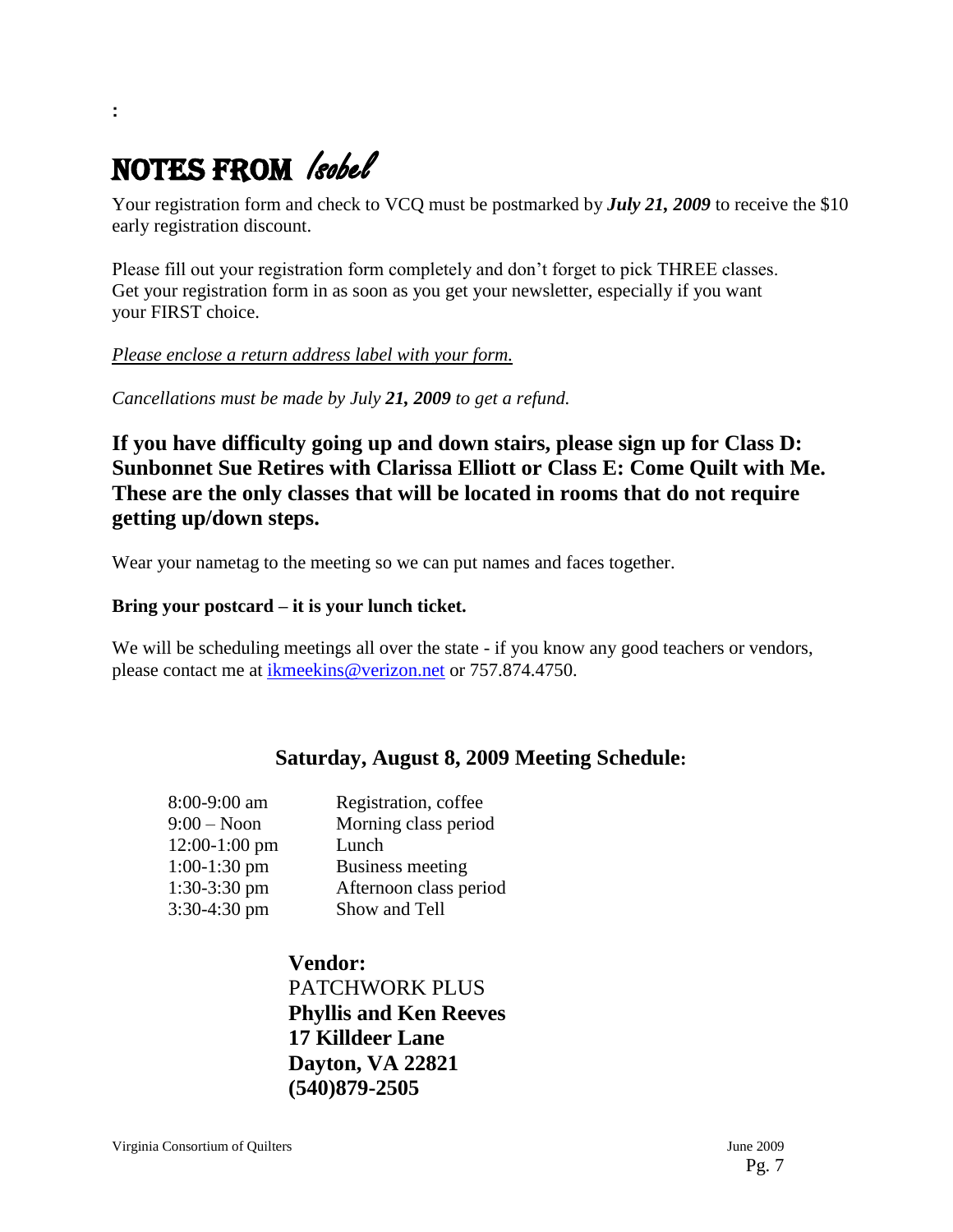:

# NOTES FROM *Isobel*

Your registration form and check to VCQ must be postmarked by ***July 21, 2009*** to receive the $10 early registration discount.

Please fill out your registration form completely and don't forget to pick THREE classes. Get your registration form in as soon as you get your newsletter, especially if you want your FIRST choice.

*Please enclose a return address label with your form.*

*Cancellations must be made by July **21, 2009** to get a refund.*

**If you have difficulty going up and down stairs, please sign up for Class D: Sunbonnet Sue Retires with Clarissa Elliott or Class E: Come Quilt with Me. These are the only classes that will be located in rooms that do not require getting up/down steps.**

Wear your nametag to the meeting so we can put names and faces together.

**Bring your postcard – it is your lunch ticket.**

We will be scheduling meetings all over the state - if you know any good teachers or vendors, please contact me at ikmeekins@verizon.net or 757.874.4750.

## Saturday, August 8, 2009 Meeting Schedule:

| | |
|---|---|
| 8:00-9:00 am | Registration, coffee |
| 9:00 – Noon | Morning class period |
| 12:00-1:00 pm | Lunch |
| 1:00-1:30 pm | Business meeting |
| 1:30-3:30 pm | Afternoon class period |
| 3:30-4:30 pm | Show and Tell |

**Vendor:**
PATCHWORK PLUS
**Phyllis and Ken Reeves**
**17 Killdeer Lane**
**Dayton, VA 22821**
**(540)879-2505**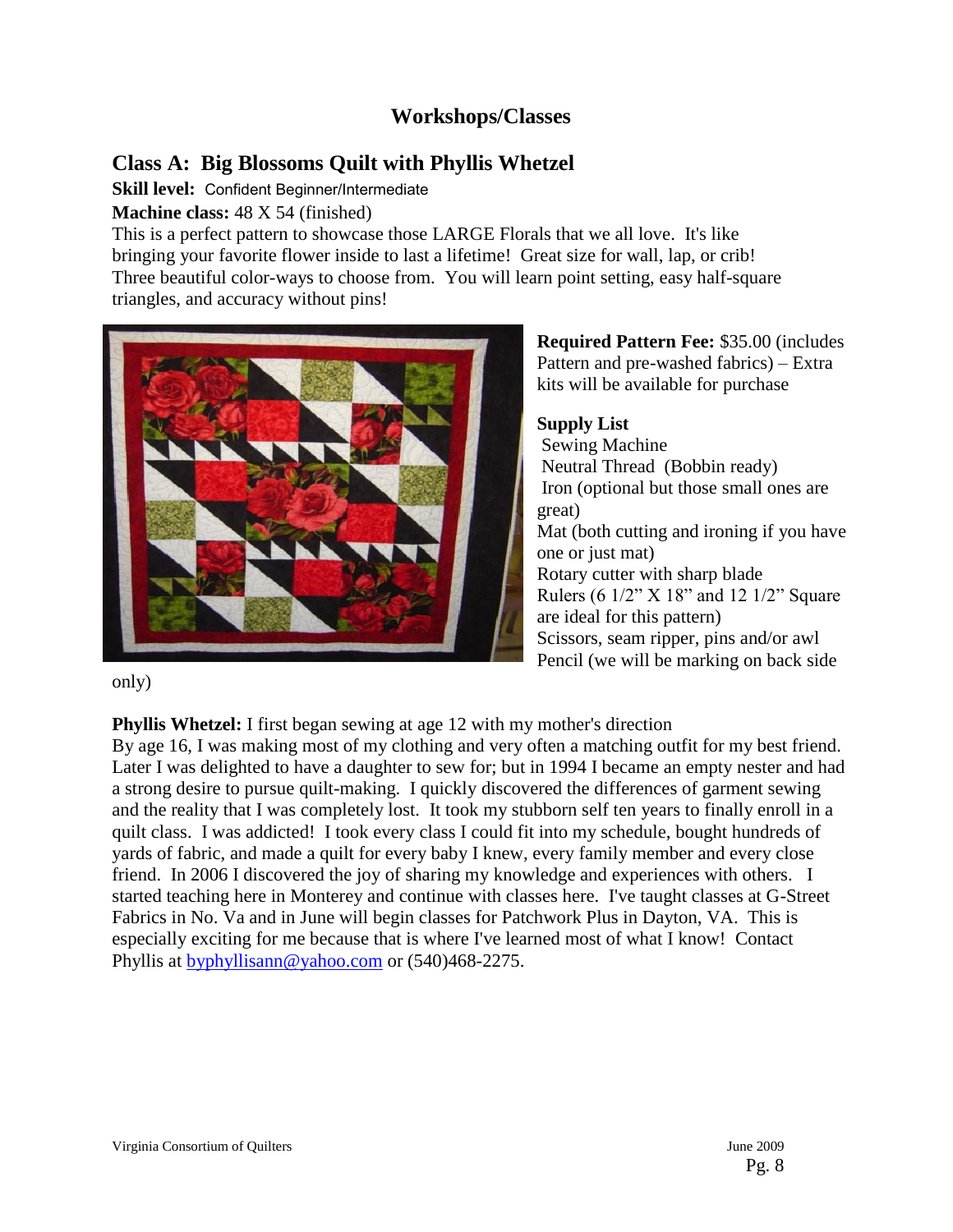## Workshops/Classes

### Class A: Big Blossoms Quilt with Phyllis Whetzel

**Skill level:** Confident Beginner/Intermediate

**Machine class:** 48 X 54 (finished)

This is a perfect pattern to showcase those LARGE Florals that we all love. It's like bringing your favorite flower inside to last a lifetime! Great size for wall, lap, or crib! Three beautiful color-ways to choose from. You will learn point setting, easy half-square triangles, and accuracy without pins!

**Required Pattern Fee:** $35.00 (includes Pattern and pre-washed fabrics) – Extra kits will be available for purchase

**Supply List**

Sewing Machine
Neutral Thread (Bobbin ready)
Iron (optional but those small ones are great)
Mat (both cutting and ironing if you have one or just mat)
Rotary cutter with sharp blade
Rulers (6 1/2" X 18" and 12 1/2" Square are ideal for this pattern)
Scissors, seam ripper, pins and/or awl
Pencil (we will be marking on back side only)

**Phyllis Whetzel:** I first began sewing at age 12 with my mother's direction
By age 16, I was making most of my clothing and very often a matching outfit for my best friend. Later I was delighted to have a daughter to sew for; but in 1994 I became an empty nester and had a strong desire to pursue quilt-making. I quickly discovered the differences of garment sewing and the reality that I was completely lost. It took my stubborn self ten years to finally enroll in a quilt class. I was addicted! I took every class I could fit into my schedule, bought hundreds of yards of fabric, and made a quilt for every baby I knew, every family member and every close friend. In 2006 I discovered the joy of sharing my knowledge and experiences with others. I started teaching here in Monterey and continue with classes here. I've taught classes at G-Street Fabrics in No. Va and in June will begin classes for Patchwork Plus in Dayton, VA. This is especially exciting for me because that is where I've learned most of what I know! Contact Phyllis at byphyllisann@yahoo.com or (540)468-2275.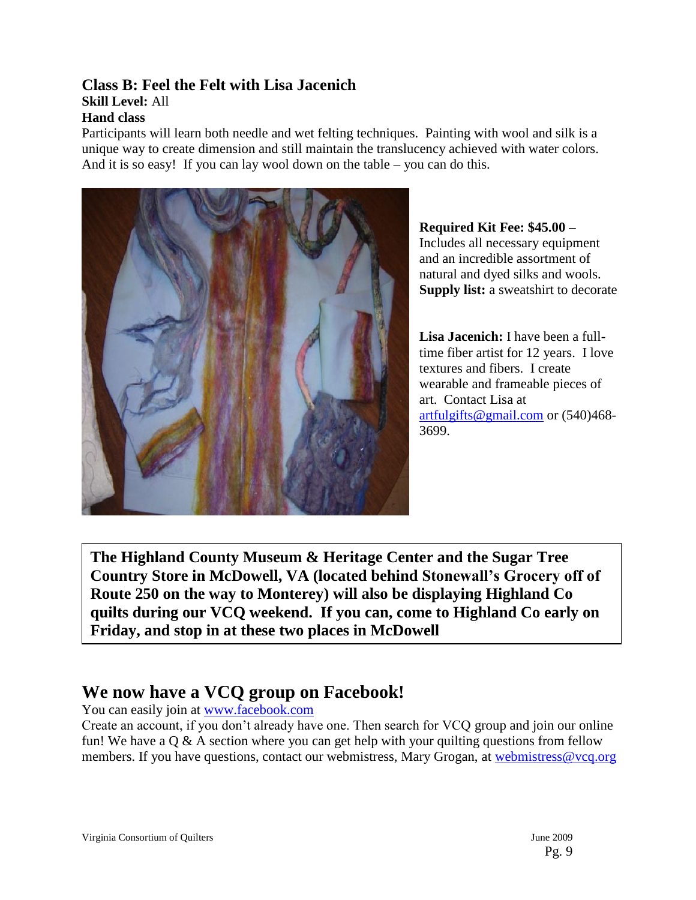### Class B: Feel the Felt with Lisa Jacenich

**Skill Level:** All

**Hand class**

Participants will learn both needle and wet felting techniques. Painting with wool and silk is a unique way to create dimension and still maintain the translucency achieved with water colors. And it is so easy! If you can lay wool down on the table – you can do this.

**Required Kit Fee: $45.00 –** Includes all necessary equipment and an incredible assortment of natural and dyed silks and wools.
**Supply list:** a sweatshirt to decorate

**Lisa Jacenich:** I have been a full-time fiber artist for 12 years. I love textures and fibers. I create wearable and frameable pieces of art. Contact Lisa at artfulgifts@gmail.com or (540)468-3699.

**The Highland County Museum & Heritage Center and the Sugar Tree Country Store in McDowell, VA (located behind Stonewall's Grocery off of Route 250 on the way to Monterey) will also be displaying Highland Co quilts during our VCQ weekend. If you can, come to Highland Co early on Friday, and stop in at these two places in McDowell**

## We now have a VCQ group on Facebook!

You can easily join at www.facebook.com
Create an account, if you don't already have one. Then search for VCQ group and join our online fun! We have a Q & A section where you can get help with your quilting questions from fellow members. If you have questions, contact our webmistress, Mary Grogan, at webmistress@vcq.org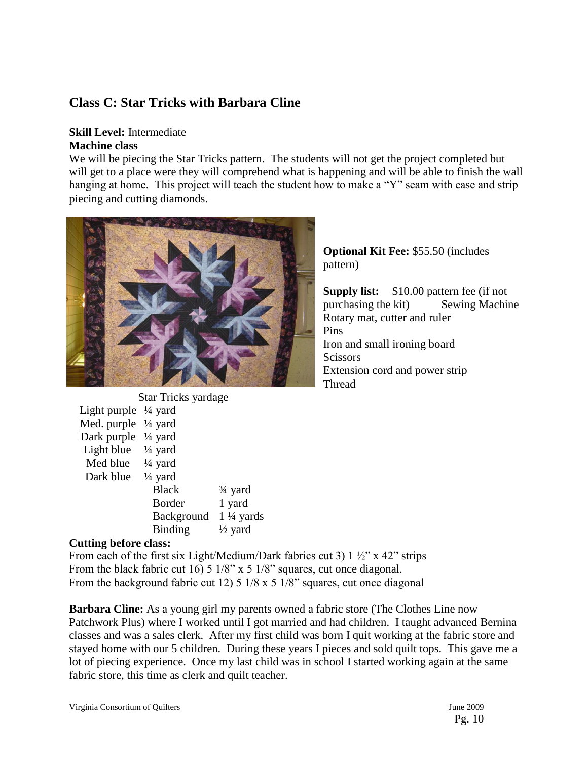## Class C: Star Tricks with Barbara Cline

**Skill Level:** Intermediate

**Machine class**

We will be piecing the Star Tricks pattern. The students will not get the project completed but will get to a place were they will comprehend what is happening and will be able to finish the wall hanging at home. This project will teach the student how to make a "Y" seam with ease and strip piecing and cutting diamonds.

**Optional Kit Fee:** $55.50 (includes pattern)

**Supply list:** $10.00 pattern fee (if not purchasing the kit)
Sewing Machine
Rotary mat, cutter and ruler
Pins
Iron and small ironing board
Scissors
Extension cord and power strip
Thread

Star Tricks yardage

| Fabric | Yardage |
|---|---|
| Light purple | ¼ yard |
| Med. purple | ¼ yard |
| Dark purple | ¼ yard |
| Light blue | ¼ yard |
| Med blue | ¼ yard |
| Dark blue | ¼ yard |
| Black | ¾ yard |
| Border | 1 yard |
| Background | 1 ¼ yards |
| Binding | ½ yard |

**Cutting before class:**

From each of the first six Light/Medium/Dark fabrics cut 3) 1 ½" x 42" strips
From the black fabric cut 16) 5 1/8" x 5 1/8" squares, cut once diagonal.
From the background fabric cut 12) 5 1/8 x 5 1/8" squares, cut once diagonal

**Barbara Cline:** As a young girl my parents owned a fabric store (The Clothes Line now Patchwork Plus) where I worked until I got married and had children. I taught advanced Bernina classes and was a sales clerk. After my first child was born I quit working at the fabric store and stayed home with our 5 children. During these years I pieces and sold quilt tops. This gave me a lot of piecing experience. Once my last child was in school I started working again at the same fabric store, this time as clerk and quilt teacher.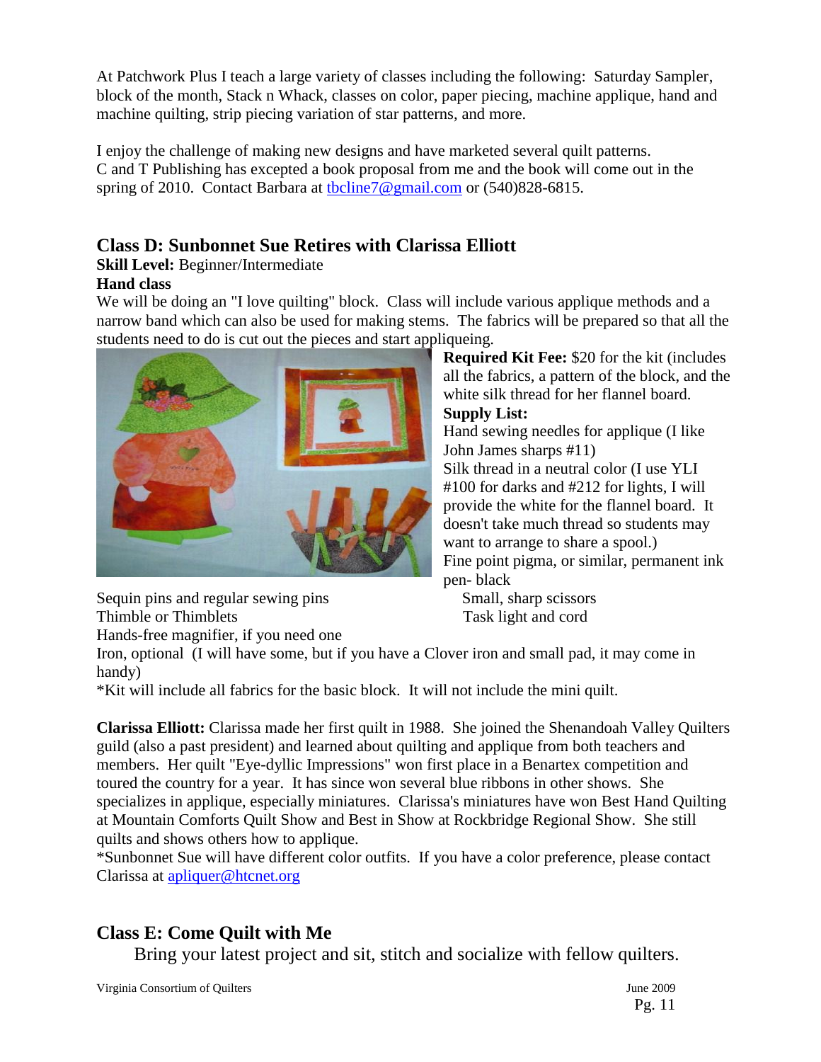At Patchwork Plus I teach a large variety of classes including the following: Saturday Sampler, block of the month, Stack n Whack, classes on color, paper piecing, machine applique, hand and machine quilting, strip piecing variation of star patterns, and more.

I enjoy the challenge of making new designs and have marketed several quilt patterns. C and T Publishing has excepted a book proposal from me and the book will come out in the spring of 2010. Contact Barbara at tbcline7@gmail.com or (540)828-6815.

## Class D: Sunbonnet Sue Retires with Clarissa Elliott

**Skill Level:** Beginner/Intermediate

**Hand class**

We will be doing an "I love quilting" block. Class will include various applique methods and a narrow band which can also be used for making stems. The fabrics will be prepared so that all the students need to do is cut out the pieces and start appliqueing.

**Required Kit Fee:** $20 for the kit (includes all the fabrics, a pattern of the block, and the white silk thread for her flannel board.

**Supply List:**

Hand sewing needles for applique (I like John James sharps #11)

Silk thread in a neutral color (I use YLI #100 for darks and #212 for lights, I will provide the white for the flannel board. It doesn't take much thread so students may want to arrange to share a spool.)

Fine point pigma, or similar, permanent ink pen- black

Sequin pins and regular sewing pins

Small, sharp scissors

Thimble or Thimblets

Task light and cord

Hands-free magnifier, if you need one

Iron, optional (I will have some, but if you have a Clover iron and small pad, it may come in handy)

*Kit will include all fabrics for the basic block. It will not include the mini quilt.

**Clarissa Elliott:** Clarissa made her first quilt in 1988. She joined the Shenandoah Valley Quilters guild (also a past president) and learned about quilting and applique from both teachers and members. Her quilt "Eye-dyllic Impressions" won first place in a Benartex competition and toured the country for a year. It has since won several blue ribbons in other shows. She specializes in applique, especially miniatures. Clarissa's miniatures have won Best Hand Quilting at Mountain Comforts Quilt Show and Best in Show at Rockbridge Regional Show. She still quilts and shows others how to applique.

*Sunbonnet Sue will have different color outfits. If you have a color preference, please contact Clarissa at apliquer@htcnet.org

## Class E: Come Quilt with Me

Bring your latest project and sit, stitch and socialize with fellow quilters.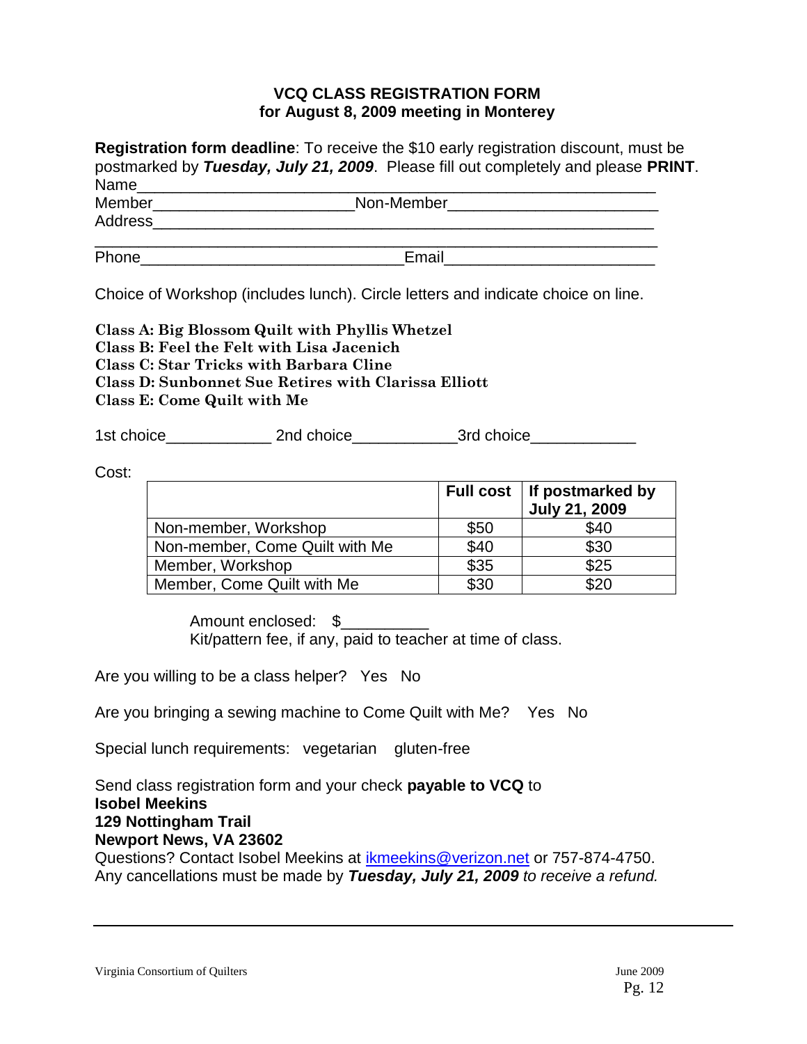## VCQ CLASS REGISTRATION FORM
## for August 8, 2009 meeting in Monterey

**Registration form deadline**: To receive the $10 early registration discount, must be postmarked by ***Tuesday, July 21, 2009***. Please fill out completely and please **PRINT**.

Name____________________________________________________________

Member______________________ Non-Member_______________________

Address__________________________________________________________

_______________________________________________________________

Phone_____________________________ Email_______________________

Choice of Workshop (includes lunch). Circle letters and indicate choice on line.

**Class A: Big Blossom Quilt with Phyllis Whetzel**
**Class B: Feel the Felt with Lisa Jacenich**
**Class C: Star Tricks with Barbara Cline**
**Class D: Sunbonnet Sue Retires with Clarissa Elliott**
**Class E: Come Quilt with Me**

1st choice____________ 2nd choice____________ 3rd choice____________

Cost:

| | **Full cost** | **If postmarked by July 21, 2009** |
|---|---|---|
| Non-member, Workshop | $50 | $40 |
| Non-member, Come Quilt with Me | $40 | $30 |
| Member, Workshop | $35 | $25 |
| Member, Come Quilt with Me | $30 | $20 |

Amount enclosed: $__________
Kit/pattern fee, if any, paid to teacher at time of class.

Are you willing to be a class helper? Yes No

Are you bringing a sewing machine to Come Quilt with Me? Yes No

Special lunch requirements: vegetarian gluten-free

Send class registration form and your check **payable to VCQ** to
**Isobel Meekins**
**129 Nottingham Trail**
**Newport News, VA 23602**
Questions? Contact Isobel Meekins at ikmeekins@verizon.net or 757-874-4750.
Any cancellations must be made by ***Tuesday, July 21, 2009*** *to receive a refund.*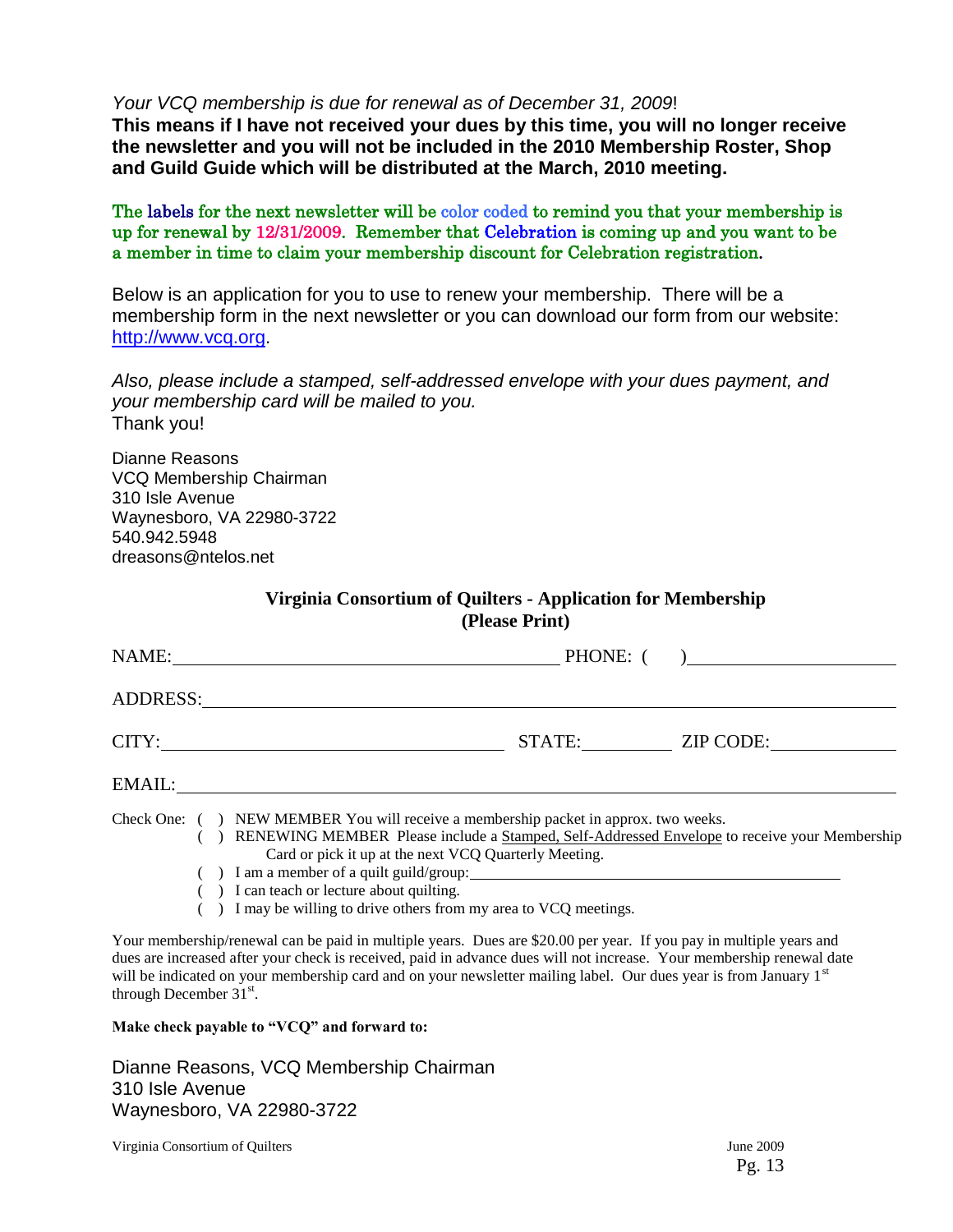*Your VCQ membership is due for renewal as of December 31, 2009*!

**This means if I have not received your dues by this time, you will no longer receive the newsletter and you will not be included in the 2010 Membership Roster, Shop and Guild Guide which will be distributed at the March, 2010 meeting.**

The labels for the next newsletter will be color coded to remind you that your membership is up for renewal by 12/31/2009. Remember that Celebration is coming up and you want to be a member in time to claim your membership discount for Celebration registration.

Below is an application for you to use to renew your membership. There will be a membership form in the next newsletter or you can download our form from our website: http://www.vcq.org.

*Also, please include a stamped, self-addressed envelope with your dues payment, and your membership card will be mailed to you.*

Thank you!

Dianne Reasons
VCQ Membership Chairman
310 Isle Avenue
Waynesboro, VA 22980-3722
540.942.5948
dreasons@ntelos.net

**Virginia Consortium of Quilters - Application for Membership**
**(Please Print)**

NAME:______________________________ PHONE: ( )____________________

ADDRESS:________________________________________________________

CITY:___________________________ STATE:________ ZIP CODE:__________

EMAIL:__________________________________________________________

Check One:
( ) NEW MEMBER You will receive a membership packet in approx. two weeks.
( ) RENEWING MEMBER Please include a Stamped, Self-Addressed Envelope to receive your Membership Card or pick it up at the next VCQ Quarterly Meeting.
( ) I am a member of a quilt guild/group:________________________________
( ) I can teach or lecture about quilting.
( ) I may be willing to drive others from my area to VCQ meetings.

Your membership/renewal can be paid in multiple years. Dues are $20.00 per year. If you pay in multiple years and dues are increased after your check is received, paid in advance dues will not increase. Your membership renewal date will be indicated on your membership card and on your newsletter mailing label. Our dues year is from January 1st through December 31st.

**Make check payable to "VCQ" and forward to:**

Dianne Reasons, VCQ Membership Chairman
310 Isle Avenue
Waynesboro, VA 22980-3722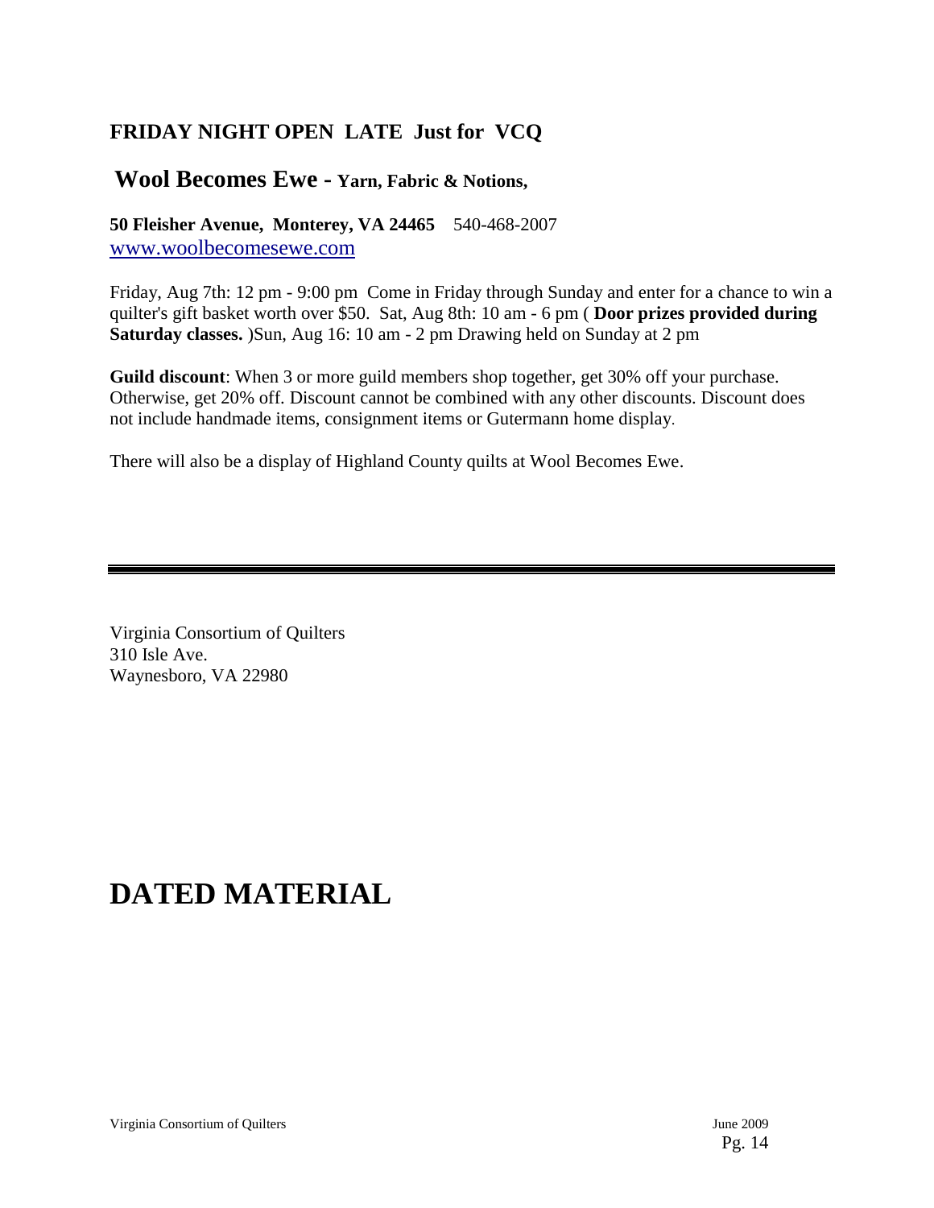## FRIDAY NIGHT OPEN LATE Just for VCQ

## Wool Becomes Ewe - Yarn, Fabric & Notions,

**50 Fleisher Avenue, Monterey, VA 24465** 540-468-2007
www.woolbecomesewe.com

Friday, Aug 7th: 12 pm - 9:00 pm Come in Friday through Sunday and enter for a chance to win a quilter's gift basket worth over $50. Sat, Aug 8th: 10 am - 6 pm ( **Door prizes provided during Saturday classes.** )Sun, Aug 16: 10 am - 2 pm Drawing held on Sunday at 2 pm

**Guild discount**: When 3 or more guild members shop together, get 30% off your purchase. Otherwise, get 20% off. Discount cannot be combined with any other discounts. Discount does not include handmade items, consignment items or Gutermann home display.

There will also be a display of Highland County quilts at Wool Becomes Ewe.

---

Virginia Consortium of Quilters
310 Isle Ave.
Waynesboro, VA 22980

# DATED MATERIAL